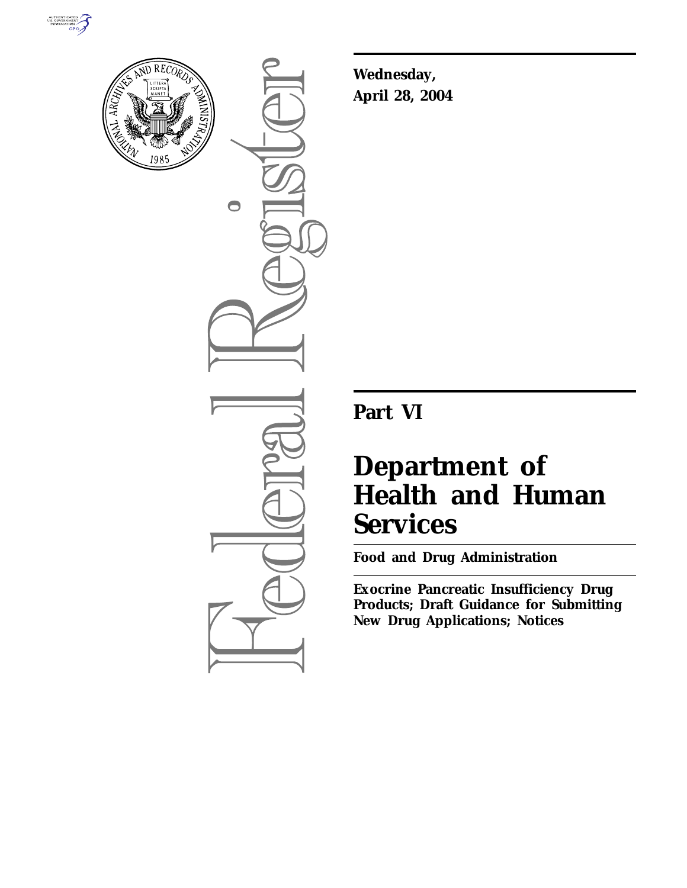**Wednesday,**
**April 28, 2004**

# Part VI

# Department of Health and Human Services

**Food and Drug Administration**

**Exocrine Pancreatic Insufficiency Drug Products; Draft Guidance for Submitting New Drug Applications; Notices**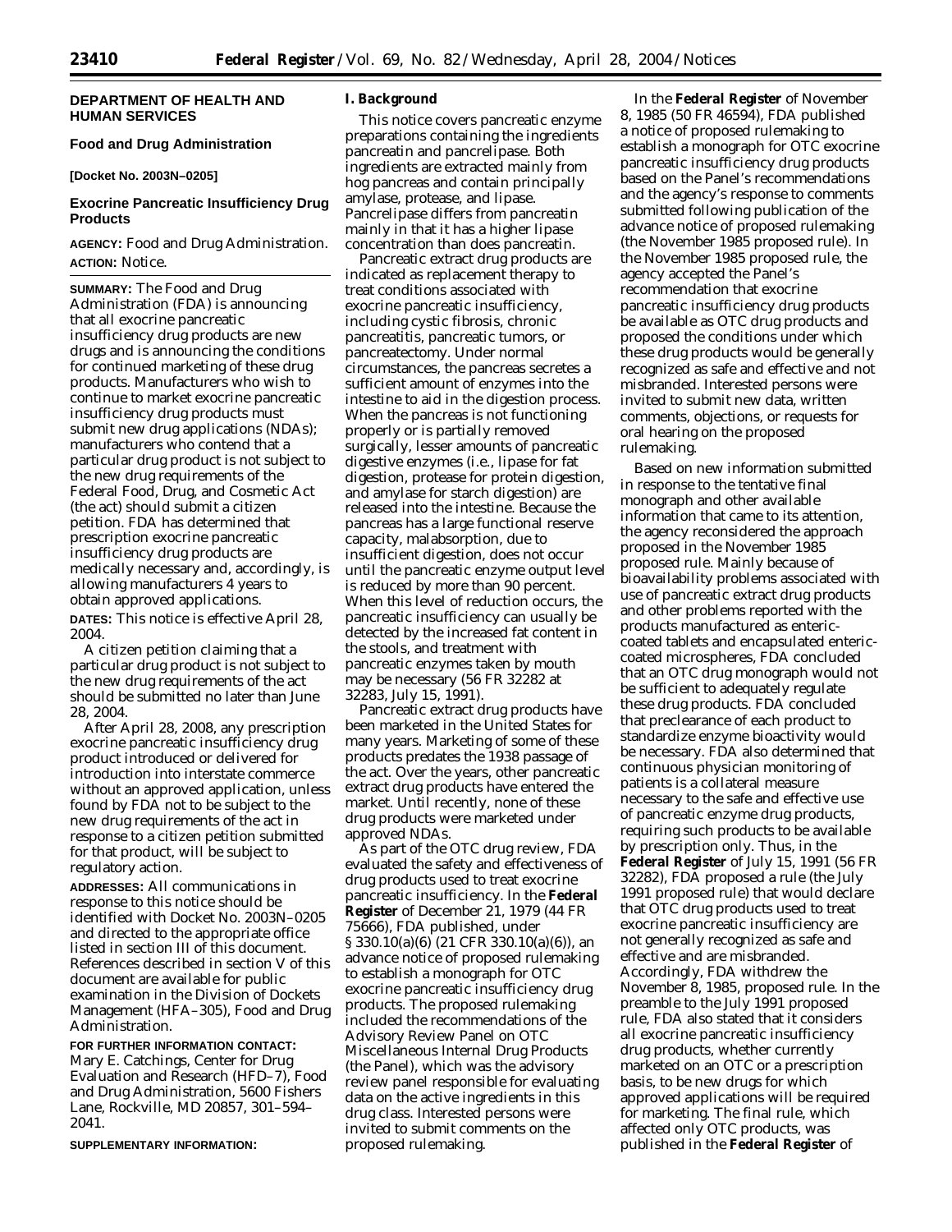## DEPARTMENT OF HEALTH AND HUMAN SERVICES

### Food and Drug Administration

**[Docket No. 2003N–0205]**

### Exocrine Pancreatic Insufficiency Drug Products

**AGENCY:** Food and Drug Administration.

**ACTION:** Notice.

**SUMMARY:** The Food and Drug Administration (FDA) is announcing that all exocrine pancreatic insufficiency drug products are new drugs and is announcing the conditions for continued marketing of these drug products. Manufacturers who wish to continue to market exocrine pancreatic insufficiency drug products must submit new drug applications (NDAs); manufacturers who contend that a particular drug product is not subject to the new drug requirements of the Federal Food, Drug, and Cosmetic Act (the act) should submit a citizen petition. FDA has determined that prescription exocrine pancreatic insufficiency drug products are medically necessary and, accordingly, is allowing manufacturers 4 years to obtain approved applications.

**DATES:** This notice is effective April 28, 2004.

A citizen petition claiming that a particular drug product is not subject to the new drug requirements of the act should be submitted no later than June 28, 2004.

After April 28, 2008, any prescription exocrine pancreatic insufficiency drug product introduced or delivered for introduction into interstate commerce without an approved application, unless found by FDA not to be subject to the new drug requirements of the act in response to a citizen petition submitted for that product, will be subject to regulatory action.

**ADDRESSES:** All communications in response to this notice should be identified with Docket No. 2003N–0205 and directed to the appropriate office listed in section III of this document. References described in section V of this document are available for public examination in the Division of Dockets Management (HFA–305), Food and Drug Administration.

**FOR FURTHER INFORMATION CONTACT:** Mary E. Catchings, Center for Drug Evaluation and Research (HFD–7), Food and Drug Administration, 5600 Fishers Lane, Rockville, MD 20857, 301–594–2041.

**SUPPLEMENTARY INFORMATION:**

## I. Background

This notice covers pancreatic enzyme preparations containing the ingredients pancreatin and pancrelipase. Both ingredients are extracted mainly from hog pancreas and contain principally amylase, protease, and lipase. Pancrelipase differs from pancreatin mainly in that it has a higher lipase concentration than does pancreatin.

Pancreatic extract drug products are indicated as replacement therapy to treat conditions associated with exocrine pancreatic insufficiency, including cystic fibrosis, chronic pancreatitis, pancreatic tumors, or pancreatectomy. Under normal circumstances, the pancreas secretes a sufficient amount of enzymes into the intestine to aid in the digestion process. When the pancreas is not functioning properly or is partially removed surgically, lesser amounts of pancreatic digestive enzymes (i.e., lipase for fat digestion, protease for protein digestion, and amylase for starch digestion) are released into the intestine. Because the pancreas has a large functional reserve capacity, malabsorption, due to insufficient digestion, does not occur until the pancreatic enzyme output level is reduced by more than 90 percent. When this level of reduction occurs, the pancreatic insufficiency can usually be detected by the increased fat content in the stools, and treatment with pancreatic enzymes taken by mouth may be necessary (56 FR 32282 at 32283, July 15, 1991).

Pancreatic extract drug products have been marketed in the United States for many years. Marketing of some of these products predates the 1938 passage of the act. Over the years, other pancreatic extract drug products have entered the market. Until recently, none of these drug products were marketed under approved NDAs.

As part of the OTC drug review, FDA evaluated the safety and effectiveness of drug products used to treat exocrine pancreatic insufficiency. In the **Federal Register** of December 21, 1979 (44 FR 75666), FDA published, under § 330.10(a)(6) (21 CFR 330.10(a)(6)), an advance notice of proposed rulemaking to establish a monograph for OTC exocrine pancreatic insufficiency drug products. The proposed rulemaking included the recommendations of the Advisory Review Panel on OTC Miscellaneous Internal Drug Products (the Panel), which was the advisory review panel responsible for evaluating data on the active ingredients in this drug class. Interested persons were invited to submit comments on the proposed rulemaking.

In the **Federal Register** of November 8, 1985 (50 FR 46594), FDA published a notice of proposed rulemaking to establish a monograph for OTC exocrine pancreatic insufficiency drug products based on the Panel's recommendations and the agency's response to comments submitted following publication of the advance notice of proposed rulemaking (the November 1985 proposed rule). In the November 1985 proposed rule, the agency accepted the Panel's recommendation that exocrine pancreatic insufficiency drug products be available as OTC drug products and proposed the conditions under which these drug products would be generally recognized as safe and effective and not misbranded. Interested persons were invited to submit new data, written comments, objections, or requests for oral hearing on the proposed rulemaking.

Based on new information submitted in response to the tentative final monograph and other available information that came to its attention, the agency reconsidered the approach proposed in the November 1985 proposed rule. Mainly because of bioavailability problems associated with use of pancreatic extract drug products and other problems reported with the products manufactured as enteric-coated tablets and encapsulated enteric-coated microspheres, FDA concluded that an OTC drug monograph would not be sufficient to adequately regulate these drug products. FDA concluded that preclearance of each product to standardize enzyme bioactivity would be necessary. FDA also determined that continuous physician monitoring of patients is a collateral measure necessary to the safe and effective use of pancreatic enzyme drug products, requiring such products to be available by prescription only. Thus, in the **Federal Register** of July 15, 1991 (56 FR 32282), FDA proposed a rule (the July 1991 proposed rule) that would declare that OTC drug products used to treat exocrine pancreatic insufficiency are not generally recognized as safe and effective and are misbranded. Accordingly, FDA withdrew the November 8, 1985, proposed rule. In the preamble to the July 1991 proposed rule, FDA also stated that it considers all exocrine pancreatic insufficiency drug products, whether currently marketed on an OTC or a prescription basis, to be new drugs for which approved applications will be required for marketing. The final rule, which affected only OTC products, was published in the **Federal Register** of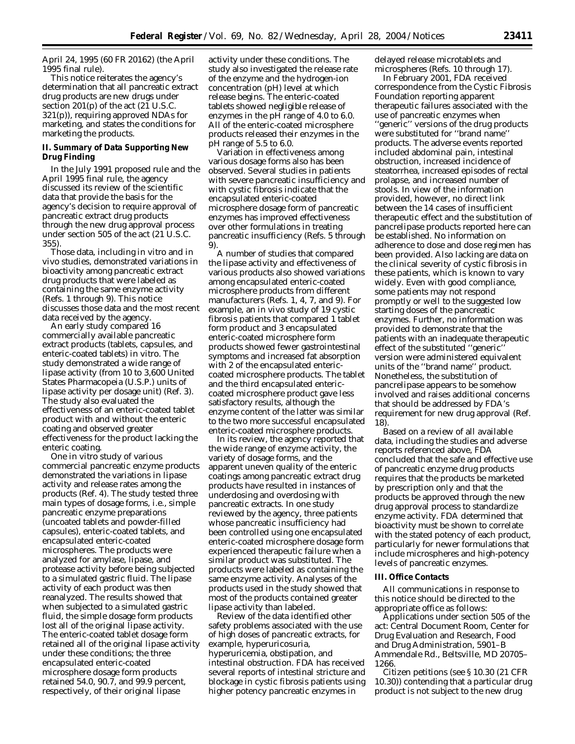April 24, 1995 (60 FR 20162) (the April 1995 final rule).

This notice reiterates the agency's determination that all pancreatic extract drug products are new drugs under section 201(p) of the act (21 U.S.C. 321(p)), requiring approved NDAs for marketing, and states the conditions for marketing the products.

## II. Summary of Data Supporting New Drug Finding

In the July 1991 proposed rule and the April 1995 final rule, the agency discussed its review of the scientific data that provide the basis for the agency's decision to require approval of pancreatic extract drug products through the new drug approval process under section 505 of the act (21 U.S.C. 355).

Those data, including in vitro and in vivo studies, demonstrated variations in bioactivity among pancreatic extract drug products that were labeled as containing the same enzyme activity (Refs. 1 through 9). This notice discusses those data and the most recent data received by the agency.

An early study compared 16 commercially available pancreatic extract products (tablets, capsules, and enteric-coated tablets) in vitro. The study demonstrated a wide range of lipase activity (from 10 to 3,600 United States Pharmacopeia (U.S.P.) units of lipase activity per dosage unit) (Ref. 3). The study also evaluated the effectiveness of an enteric-coated tablet product with and without the enteric coating and observed greater effectiveness for the product lacking the enteric coating.

One in vitro study of various commercial pancreatic enzyme products demonstrated the variations in lipase activity and release rates among the products (Ref. 4). The study tested three main types of dosage forms, i.e., simple pancreatic enzyme preparations (uncoated tablets and powder-filled capsules), enteric-coated tablets, and encapsulated enteric-coated microspheres. The products were analyzed for amylase, lipase, and protease activity before being subjected to a simulated gastric fluid. The lipase activity of each product was then reanalyzed. The results showed that when subjected to a simulated gastric fluid, the simple dosage form products lost all of the original lipase activity. The enteric-coated tablet dosage form retained all of the original lipase activity under these conditions; the three encapsulated enteric-coated microsphere dosage form products retained 54.0, 90.7, and 99.9 percent, respectively, of their original lipase activity under these conditions. The study also investigated the release rate of the enzyme and the hydrogen-ion concentration (pH) level at which release begins. The enteric-coated tablets showed negligible release of enzymes in the pH range of 4.0 to 6.0. All of the enteric-coated microsphere products released their enzymes in the pH range of 5.5 to 6.0.

Variation in effectiveness among various dosage forms also has been observed. Several studies in patients with severe pancreatic insufficiency and with cystic fibrosis indicate that the encapsulated enteric-coated microsphere dosage form of pancreatic enzymes has improved effectiveness over other formulations in treating pancreatic insufficiency (Refs. 5 through 9).

A number of studies that compared the lipase activity and effectiveness of various products also showed variations among encapsulated enteric-coated microsphere products from different manufacturers (Refs. 1, 4, 7, and 9). For example, an in vivo study of 19 cystic fibrosis patients that compared 1 tablet form product and 3 encapsulated enteric-coated microsphere form products showed fewer gastrointestinal symptoms and increased fat absorption with 2 of the encapsulated enteric-coated microsphere products. The tablet and the third encapsulated enteric-coated microsphere product gave less satisfactory results, although the enzyme content of the latter was similar to the two more successful encapsulated enteric-coated microsphere products.

In its review, the agency reported that the wide range of enzyme activity, the variety of dosage forms, and the apparent uneven quality of the enteric coatings among pancreatic extract drug products have resulted in instances of underdosing and overdosing with pancreatic extracts. In one study reviewed by the agency, three patients whose pancreatic insufficiency had been controlled using one encapsulated enteric-coated microsphere dosage form experienced therapeutic failure when a similar product was substituted. The products were labeled as containing the same enzyme activity. Analyses of the products used in the study showed that most of the products contained greater lipase activity than labeled.

Review of the data identified other safety problems associated with the use of high doses of pancreatic extracts, for example, hyperuricosuria, hyperuricemia, obstipation, and intestinal obstruction. FDA has received several reports of intestinal stricture and blockage in cystic fibrosis patients using higher potency pancreatic enzymes in delayed release microtablets and microspheres (Refs. 10 through 17).

In February 2001, FDA received correspondence from the Cystic Fibrosis Foundation reporting apparent therapeutic failures associated with the use of pancreatic enzymes when ''generic'' versions of the drug products were substituted for ''brand name'' products. The adverse events reported included abdominal pain, intestinal obstruction, increased incidence of steatorrhea, increased episodes of rectal prolapse, and increased number of stools. In view of the information provided, however, no direct link between the 14 cases of insufficient therapeutic effect and the substitution of pancrelipase products reported here can be established. No information on adherence to dose and dose regimen has been provided. Also lacking are data on the clinical severity of cystic fibrosis in these patients, which is known to vary widely. Even with good compliance, some patients may not respond promptly or well to the suggested low starting doses of the pancreatic enzymes. Further, no information was provided to demonstrate that the patients with an inadequate therapeutic effect of the substituted ''generic'' version were administered equivalent units of the ''brand name'' product. Nonetheless, the substitution of pancrelipase appears to be somehow involved and raises additional concerns that should be addressed by FDA's requirement for new drug approval (Ref. 18).

Based on a review of all available data, including the studies and adverse reports referenced above, FDA concluded that the safe and effective use of pancreatic enzyme drug products requires that the products be marketed by prescription only and that the products be approved through the new drug approval process to standardize enzyme activity. FDA determined that bioactivity must be shown to correlate with the stated potency of each product, particularly for newer formulations that include microspheres and high-potency levels of pancreatic enzymes.

## III. Office Contacts

All communications in response to this notice should be directed to the appropriate office as follows:

Applications under section 505 of the act: Central Document Room, Center for Drug Evaluation and Research, Food and Drug Administration, 5901–B Ammendale Rd., Beltsville, MD 20705–1266.

Citizen petitions (see § 10.30 (21 CFR 10.30)) contending that a particular drug product is not subject to the new drug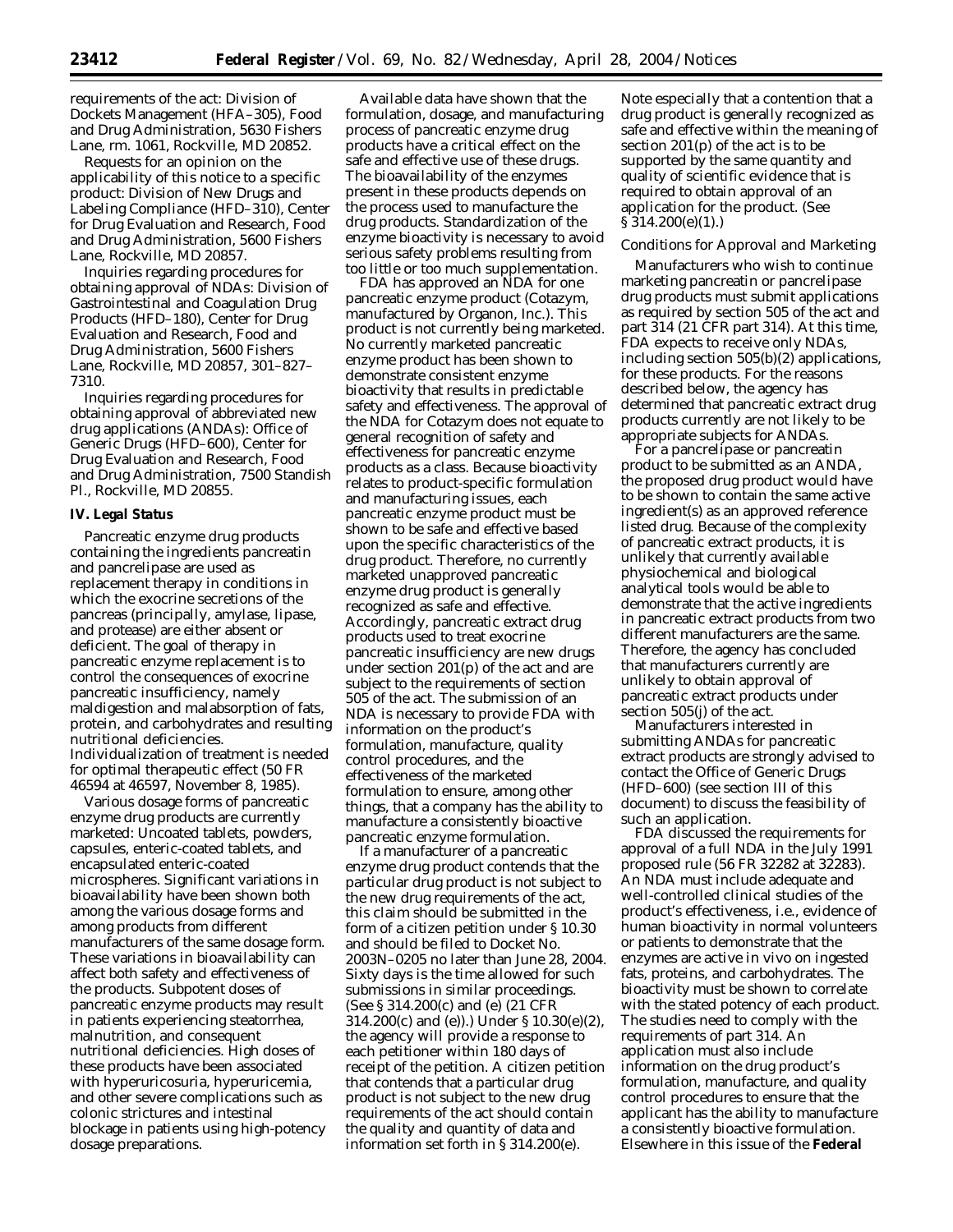requirements of the act: Division of Dockets Management (HFA–305), Food and Drug Administration, 5630 Fishers Lane, rm. 1061, Rockville, MD 20852.

Requests for an opinion on the applicability of this notice to a specific product: Division of New Drugs and Labeling Compliance (HFD–310), Center for Drug Evaluation and Research, Food and Drug Administration, 5600 Fishers Lane, Rockville, MD 20857.

Inquiries regarding procedures for obtaining approval of NDAs: Division of Gastrointestinal and Coagulation Drug Products (HFD–180), Center for Drug Evaluation and Research, Food and Drug Administration, 5600 Fishers Lane, Rockville, MD 20857, 301–827–7310.

Inquiries regarding procedures for obtaining approval of abbreviated new drug applications (ANDAs): Office of Generic Drugs (HFD–600), Center for Drug Evaluation and Research, Food and Drug Administration, 7500 Standish Pl., Rockville, MD 20855.

## IV. Legal Status

Pancreatic enzyme drug products containing the ingredients pancreatin and pancrelipase are used as replacement therapy in conditions in which the exocrine secretions of the pancreas (principally, amylase, lipase, and protease) are either absent or deficient. The goal of therapy in pancreatic enzyme replacement is to control the consequences of exocrine pancreatic insufficiency, namely maldigestion and malabsorption of fats, protein, and carbohydrates and resulting nutritional deficiencies. Individualization of treatment is needed for optimal therapeutic effect (50 FR 46594 at 46597, November 8, 1985).

Various dosage forms of pancreatic enzyme drug products are currently marketed: Uncoated tablets, powders, capsules, enteric-coated tablets, and encapsulated enteric-coated microspheres. Significant variations in bioavailability have been shown both among the various dosage forms and among products from different manufacturers of the same dosage form. These variations in bioavailability can affect both safety and effectiveness of the products. Subpotent doses of pancreatic enzyme products may result in patients experiencing steatorrhea, malnutrition, and consequent nutritional deficiencies. High doses of these products have been associated with hyperuricosuria, hyperuricemia, and other severe complications such as colonic strictures and intestinal blockage in patients using high-potency dosage preparations.

Available data have shown that the formulation, dosage, and manufacturing process of pancreatic enzyme drug products have a critical effect on the safe and effective use of these drugs. The bioavailability of the enzymes present in these products depends on the process used to manufacture the drug products. Standardization of the enzyme bioactivity is necessary to avoid serious safety problems resulting from too little or too much supplementation.

FDA has approved an NDA for one pancreatic enzyme product (Cotazym, manufactured by Organon, Inc.). This product is not currently being marketed. No currently marketed pancreatic enzyme product has been shown to demonstrate consistent enzyme bioactivity that results in predictable safety and effectiveness. The approval of the NDA for Cotazym does not equate to general recognition of safety and effectiveness for pancreatic enzyme products as a class. Because bioactivity relates to product-specific formulation and manufacturing issues, each pancreatic enzyme product must be shown to be safe and effective based upon the specific characteristics of the drug product. Therefore, no currently marketed unapproved pancreatic enzyme drug product is generally recognized as safe and effective. Accordingly, pancreatic extract drug products used to treat exocrine pancreatic insufficiency are new drugs under section 201(p) of the act and are subject to the requirements of section 505 of the act. The submission of an NDA is necessary to provide FDA with information on the product's formulation, manufacture, quality control procedures, and the effectiveness of the marketed formulation to ensure, among other things, that a company has the ability to manufacture a consistently bioactive pancreatic enzyme formulation.

If a manufacturer of a pancreatic enzyme drug product contends that the particular drug product is not subject to the new drug requirements of the act, this claim should be submitted in the form of a citizen petition under § 10.30 and should be filed to Docket No. 2003N–0205 no later than June 28, 2004. Sixty days is the time allowed for such submissions in similar proceedings. (See § 314.200(c) and (e) (21 CFR 314.200(c) and (e)).) Under § 10.30(e)(2), the agency will provide a response to each petitioner within 180 days of receipt of the petition. A citizen petition that contends that a particular drug product is not subject to the new drug requirements of the act should contain the quality and quantity of data and information set forth in § 314.200(e).

Note especially that a contention that a drug product is generally recognized as safe and effective within the meaning of section 201(p) of the act is to be supported by the same quantity and quality of scientific evidence that is required to obtain approval of an application for the product. (See § 314.200(e)(1).)

### *Conditions for Approval and Marketing*

Manufacturers who wish to continue marketing pancreatin or pancrelipase drug products must submit applications as required by section 505 of the act and part 314 (21 CFR part 314). At this time, FDA expects to receive only NDAs, including section 505(b)(2) applications, for these products. For the reasons described below, the agency has determined that pancreatic extract drug products currently are not likely to be appropriate subjects for ANDAs.

For a pancrelipase or pancreatin product to be submitted as an ANDA, the proposed drug product would have to be shown to contain the same active ingredient(s) as an approved reference listed drug. Because of the complexity of pancreatic extract products, it is unlikely that currently available physiochemical and biological analytical tools would be able to demonstrate that the active ingredients in pancreatic extract products from two different manufacturers are the same. Therefore, the agency has concluded that manufacturers currently are unlikely to obtain approval of pancreatic extract products under section 505(j) of the act.

Manufacturers interested in submitting ANDAs for pancreatic extract products are strongly advised to contact the Office of Generic Drugs (HFD–600) (see section III of this document) to discuss the feasibility of such an application.

FDA discussed the requirements for approval of a full NDA in the July 1991 proposed rule (56 FR 32282 at 32283). An NDA must include adequate and well-controlled clinical studies of the product's effectiveness, i.e., evidence of human bioactivity in normal volunteers or patients to demonstrate that the enzymes are active in vivo on ingested fats, proteins, and carbohydrates. The bioactivity must be shown to correlate with the stated potency of each product. The studies need to comply with the requirements of part 314. An application must also include information on the drug product's formulation, manufacture, and quality control procedures to ensure that the applicant has the ability to manufacture a consistently bioactive formulation. Elsewhere in this issue of the **Federal**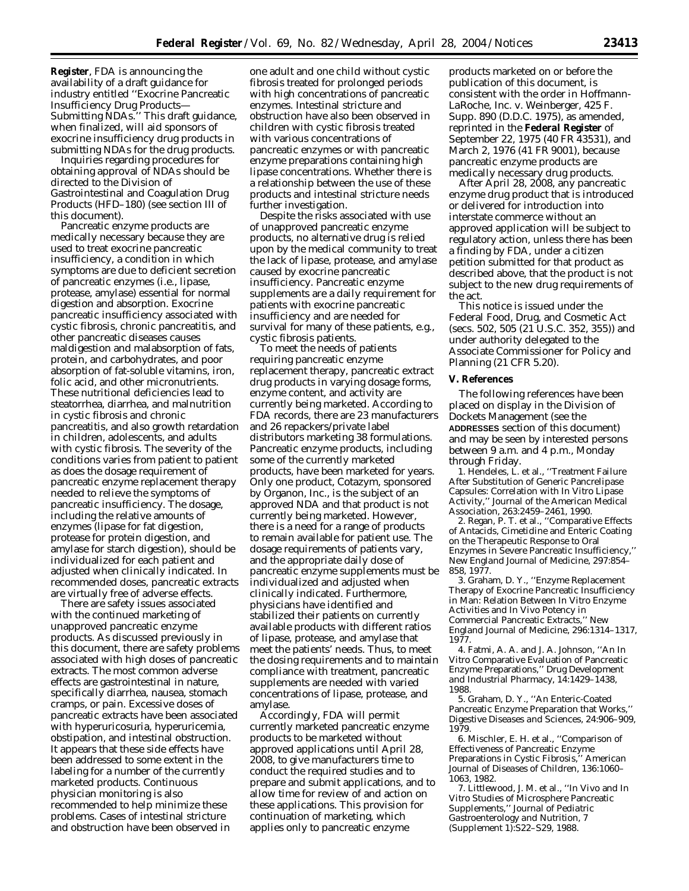**Register**, FDA is announcing the availability of a draft guidance for industry entitled ''Exocrine Pancreatic Insufficiency Drug Products—Submitting NDAs.'' This draft guidance, when finalized, will aid sponsors of exocrine insufficiency drug products in submitting NDAs for the drug products.

Inquiries regarding procedures for obtaining approval of NDAs should be directed to the Division of Gastrointestinal and Coagulation Drug Products (HFD–180) (see section III of this document).

Pancreatic enzyme products are medically necessary because they are used to treat exocrine pancreatic insufficiency, a condition in which symptoms are due to deficient secretion of pancreatic enzymes (i.e., lipase, protease, amylase) essential for normal digestion and absorption. Exocrine pancreatic insufficiency associated with cystic fibrosis, chronic pancreatitis, and other pancreatic diseases causes maldigestion and malabsorption of fats, protein, and carbohydrates, and poor absorption of fat-soluble vitamins, iron, folic acid, and other micronutrients. These nutritional deficiencies lead to steatorrhea, diarrhea, and malnutrition in cystic fibrosis and chronic pancreatitis, and also growth retardation in children, adolescents, and adults with cystic fibrosis. The severity of the conditions varies from patient to patient as does the dosage requirement of pancreatic enzyme replacement therapy needed to relieve the symptoms of pancreatic insufficiency. The dosage, including the relative amounts of enzymes (lipase for fat digestion, protease for protein digestion, and amylase for starch digestion), should be individualized for each patient and adjusted when clinically indicated. In recommended doses, pancreatic extracts are virtually free of adverse effects.

There are safety issues associated with the continued marketing of unapproved pancreatic enzyme products. As discussed previously in this document, there are safety problems associated with high doses of pancreatic extracts. The most common adverse effects are gastrointestinal in nature, specifically diarrhea, nausea, stomach cramps, or pain. Excessive doses of pancreatic extracts have been associated with hyperuricosuria, hyperuricemia, obstipation, and intestinal obstruction. It appears that these side effects have been addressed to some extent in the labeling for a number of the currently marketed products. Continuous physician monitoring is also recommended to help minimize these problems. Cases of intestinal stricture and obstruction have been observed in one adult and one child without cystic fibrosis treated for prolonged periods with high concentrations of pancreatic enzymes. Intestinal stricture and obstruction have also been observed in children with cystic fibrosis treated with various concentrations of pancreatic enzymes or with pancreatic enzyme preparations containing high lipase concentrations. Whether there is a relationship between the use of these products and intestinal stricture needs further investigation.

Despite the risks associated with use of unapproved pancreatic enzyme products, no alternative drug is relied upon by the medical community to treat the lack of lipase, protease, and amylase caused by exocrine pancreatic insufficiency. Pancreatic enzyme supplements are a daily requirement for patients with exocrine pancreatic insufficiency and are needed for survival for many of these patients, e.g., cystic fibrosis patients.

To meet the needs of patients requiring pancreatic enzyme replacement therapy, pancreatic extract drug products in varying dosage forms, enzyme content, and activity are currently being marketed. According to FDA records, there are 23 manufacturers and 26 repackers/private label distributors marketing 38 formulations. Pancreatic enzyme products, including some of the currently marketed products, have been marketed for years. Only one product, Cotazym, sponsored by Organon, Inc., is the subject of an approved NDA and that product is not currently being marketed. However, there is a need for a range of products to remain available for patient use. The dosage requirements of patients vary, and the appropriate daily dose of pancreatic enzyme supplements must be individualized and adjusted when clinically indicated. Furthermore, physicians have identified and stabilized their patients on currently available products with different ratios of lipase, protease, and amylase that meet the patients' needs. Thus, to meet the dosing requirements and to maintain compliance with treatment, pancreatic supplements are needed with varied concentrations of lipase, protease, and amylase.

Accordingly, FDA will permit currently marketed pancreatic enzyme products to be marketed without approved applications until April 28, 2008, to give manufacturers time to conduct the required studies and to prepare and submit applications, and to allow time for review of and action on these applications. This provision for continuation of marketing, which applies only to pancreatic enzyme products marketed on or before the publication of this document, is consistent with the order in Hoffmann-LaRoche, Inc. v. Weinberger, 425 F. Supp. 890 (D.D.C. 1975), as amended, reprinted in the **Federal Register** of September 22, 1975 (40 FR 43531), and March 2, 1976 (41 FR 9001), because pancreatic enzyme products are medically necessary drug products.

After April 28, 2008, any pancreatic enzyme drug product that is introduced or delivered for introduction into interstate commerce without an approved application will be subject to regulatory action, unless there has been a finding by FDA, under a citizen petition submitted for that product as described above, that the product is not subject to the new drug requirements of the act.

This notice is issued under the Federal Food, Drug, and Cosmetic Act (secs. 502, 505 (21 U.S.C. 352, 355)) and under authority delegated to the Associate Commissioner for Policy and Planning (21 CFR 5.20).

## V. References

The following references have been placed on display in the Division of Dockets Management (see the ADDRESSES section of this document) and may be seen by interested persons between 9 a.m. and 4 p.m., Monday through Friday.

1. Hendeles, L. et al., ''Treatment Failure After Substitution of Generic Pancrelipase Capsules: Correlation with In Vitro Lipase Activity,'' Journal of the American Medical Association, 263:2459–2461, 1990.
2. Regan, P. T. et al., ''Comparative Effects of Antacids, Cimetidine and Enteric Coating on the Therapeutic Response to Oral Enzymes in Severe Pancreatic Insufficiency,'' New England Journal of Medicine, 297:854–858, 1977.
3. Graham, D. Y., ''Enzyme Replacement Therapy of Exocrine Pancreatic Insufficiency in Man: Relation Between In Vitro Enzyme Activities and In Vivo Potency in Commercial Pancreatic Extracts,'' New England Journal of Medicine, 296:1314–1317, 1977.
4. Fatmi, A. A. and J. A. Johnson, ''An In Vitro Comparative Evaluation of Pancreatic Enzyme Preparations,'' Drug Development and Industrial Pharmacy, 14:1429–1438, 1988.
5. Graham, D. Y., ''An Enteric-Coated Pancreatic Enzyme Preparation that Works,'' Digestive Diseases and Sciences, 24:906–909, 1979.
6. Mischler, E. H. et al., ''Comparison of Effectiveness of Pancreatic Enzyme Preparations in Cystic Fibrosis,'' American Journal of Diseases of Children, 136:1060–1063, 1982.
7. Littlewood, J. M. et al., ''In Vivo and In Vitro Studies of Microsphere Pancreatic Supplements,'' Journal of Pediatric Gastroenterology and Nutrition, 7 (Supplement 1):S22–S29, 1988.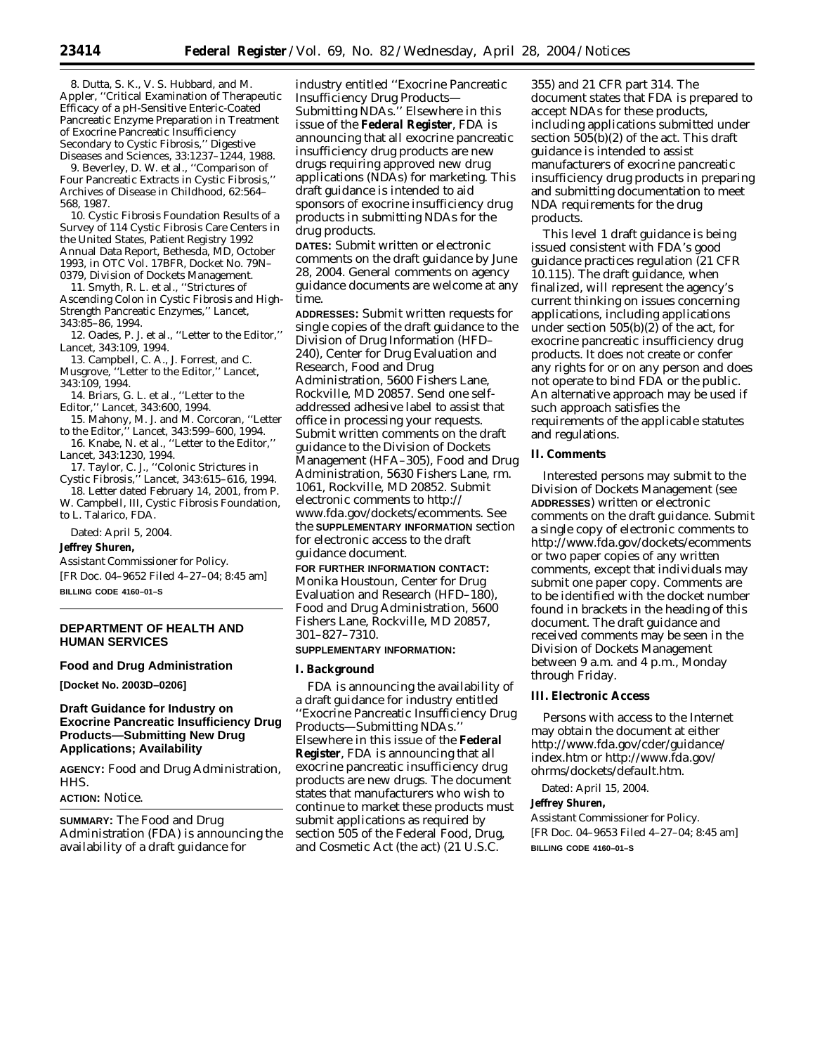8. Dutta, S. K., V. S. Hubbard, and M. Appler, ''Critical Examination of Therapeutic Efficacy of a pH-Sensitive Enteric-Coated Pancreatic Enzyme Preparation in Treatment of Exocrine Pancreatic Insufficiency Secondary to Cystic Fibrosis,'' Digestive Diseases and Sciences, 33:1237–1244, 1988.

9. Beverley, D. W. et al., ''Comparison of Four Pancreatic Extracts in Cystic Fibrosis,'' Archives of Disease in Childhood, 62:564–568, 1987.

10. Cystic Fibrosis Foundation Results of a Survey of 114 Cystic Fibrosis Care Centers in the United States, Patient Registry 1992 Annual Data Report, Bethesda, MD, October 1993, in OTC Vol. 17BFR, Docket No. 79N–0379, Division of Dockets Management.

11. Smyth, R. L. et al., ''Strictures of Ascending Colon in Cystic Fibrosis and High-Strength Pancreatic Enzymes,'' Lancet, 343:85–86, 1994.

12. Oades, P. J. et al., ''Letter to the Editor,'' Lancet, 343:109, 1994.

13. Campbell, C. A., J. Forrest, and C. Musgrove, ''Letter to the Editor,'' Lancet, 343:109, 1994.

14. Briars, G. L. et al., ''Letter to the Editor,'' Lancet, 343:600, 1994.

15. Mahony, M. J. and M. Corcoran, ''Letter to the Editor,'' Lancet, 343:599–600, 1994.

16. Knabe, N. et al., ''Letter to the Editor,'' Lancet, 343:1230, 1994.

17. Taylor, C. J., ''Colonic Strictures in Cystic Fibrosis,'' Lancet, 343:615–616, 1994.

18. Letter dated February 14, 2001, from P. W. Campbell, III, Cystic Fibrosis Foundation, to L. Talarico, FDA.

Dated: April 5, 2004.

**Jeffrey Shuren,**

*Assistant Commissioner for Policy.*

[FR Doc. 04–9652 Filed 4–27–04; 8:45 am]

**BILLING CODE 4160–01–S**

---

## DEPARTMENT OF HEALTH AND HUMAN SERVICES

### Food and Drug Administration

**[Docket No. 2003D–0206]**

### Draft Guidance for Industry on Exocrine Pancreatic Insufficiency Drug Products—Submitting New Drug Applications; Availability

**AGENCY:** Food and Drug Administration, HHS.

**ACTION:** Notice.

**SUMMARY:** The Food and Drug Administration (FDA) is announcing the availability of a draft guidance for industry entitled ''Exocrine Pancreatic Insufficiency Drug Products—Submitting NDAs.'' Elsewhere in this issue of the **Federal Register**, FDA is announcing that all exocrine pancreatic insufficiency drug products are new drugs requiring approved new drug applications (NDAs) for marketing. This draft guidance is intended to aid sponsors of exocrine insufficiency drug products in submitting NDAs for the drug products.

**DATES:** Submit written or electronic comments on the draft guidance by June 28, 2004. General comments on agency guidance documents are welcome at any time.

**ADDRESSES:** Submit written requests for single copies of the draft guidance to the Division of Drug Information (HFD–240), Center for Drug Evaluation and Research, Food and Drug Administration, 5600 Fishers Lane, Rockville, MD 20857. Send one self-addressed adhesive label to assist that office in processing your requests. Submit written comments on the draft guidance to the Division of Dockets Management (HFA–305), Food and Drug Administration, 5630 Fishers Lane, rm. 1061, Rockville, MD 20852. Submit electronic comments to http://www.fda.gov/dockets/ecomments. See the **SUPPLEMENTARY INFORMATION** section for electronic access to the draft guidance document.

**FOR FURTHER INFORMATION CONTACT:** Monika Houstoun, Center for Drug Evaluation and Research (HFD–180), Food and Drug Administration, 5600 Fishers Lane, Rockville, MD 20857, 301–827–7310.

**SUPPLEMENTARY INFORMATION:**

**I. Background**

FDA is announcing the availability of a draft guidance for industry entitled ''Exocrine Pancreatic Insufficiency Drug Products—Submitting NDAs.'' Elsewhere in this issue of the **Federal Register**, FDA is announcing that all exocrine pancreatic insufficiency drug products are new drugs. The document states that manufacturers who wish to continue to market these products must submit applications as required by section 505 of the Federal Food, Drug, and Cosmetic Act (the act) (21 U.S.C. 355) and 21 CFR part 314. The document states that FDA is prepared to accept NDAs for these products, including applications submitted under section 505(b)(2) of the act. This draft guidance is intended to assist manufacturers of exocrine pancreatic insufficiency drug products in preparing and submitting documentation to meet NDA requirements for the drug products.

This level 1 draft guidance is being issued consistent with FDA's good guidance practices regulation (21 CFR 10.115). The draft guidance, when finalized, will represent the agency's current thinking on issues concerning applications, including applications under section 505(b)(2) of the act, for exocrine pancreatic insufficiency drug products. It does not create or confer any rights for or on any person and does not operate to bind FDA or the public. An alternative approach may be used if such approach satisfies the requirements of the applicable statutes and regulations.

**II. Comments**

Interested persons may submit to the Division of Dockets Management (see **ADDRESSES**) written or electronic comments on the draft guidance. Submit a single copy of electronic comments to http://www.fda.gov/dockets/ecomments or two paper copies of any written comments, except that individuals may submit one paper copy. Comments are to be identified with the docket number found in brackets in the heading of this document. The draft guidance and received comments may be seen in the Division of Dockets Management between 9 a.m. and 4 p.m., Monday through Friday.

**III. Electronic Access**

Persons with access to the Internet may obtain the document at either http://www.fda.gov/cder/guidance/index.htm or http://www.fda.gov/ohrms/dockets/default.htm.

Dated: April 15, 2004.

**Jeffrey Shuren,**

*Assistant Commissioner for Policy.*

[FR Doc. 04–9653 Filed 4–27–04; 8:45 am]

**BILLING CODE 4160–01–S**